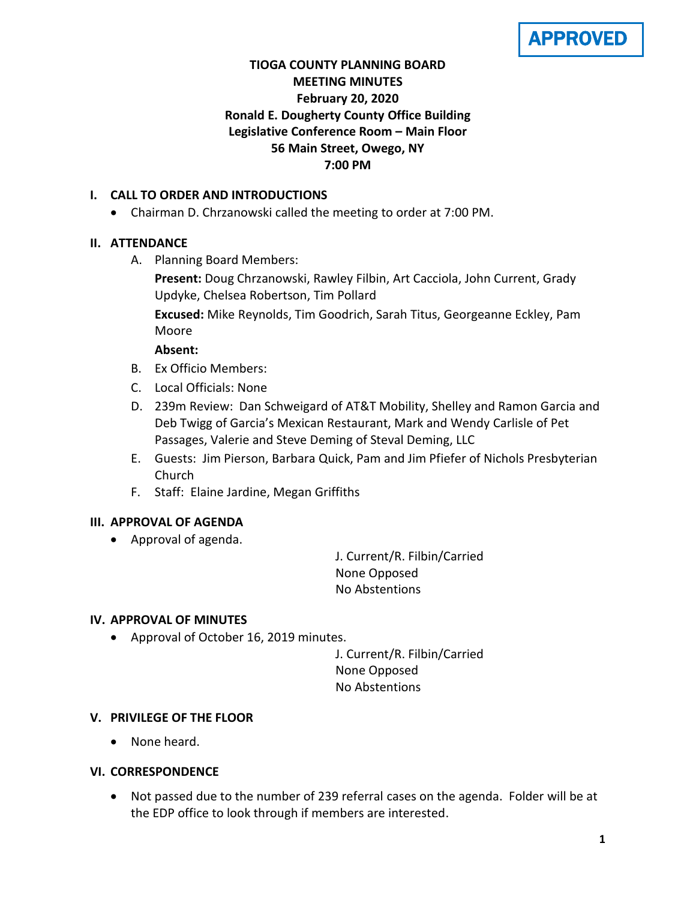APPROVED

**TIOGA COUNTY PLANNING BOARD**
**MEETING MINUTES**
**February 20, 2020**
**Ronald E. Dougherty County Office Building**
**Legislative Conference Room – Main Floor**
**56 Main Street, Owego, NY**
**7:00 PM**

## I. CALL TO ORDER AND INTRODUCTIONS

- Chairman D. Chrzanowski called the meeting to order at 7:00 PM.

## II. ATTENDANCE

A. Planning Board Members:

**Present:** Doug Chrzanowski, Rawley Filbin, Art Cacciola, John Current, Grady Updyke, Chelsea Robertson, Tim Pollard

**Excused:** Mike Reynolds, Tim Goodrich, Sarah Titus, Georgeanne Eckley, Pam Moore

**Absent:**

B. Ex Officio Members:

C. Local Officials: None

D. 239m Review: Dan Schweigard of AT&T Mobility, Shelley and Ramon Garcia and Deb Twigg of Garcia's Mexican Restaurant, Mark and Wendy Carlisle of Pet Passages, Valerie and Steve Deming of Steval Deming, LLC

E. Guests: Jim Pierson, Barbara Quick, Pam and Jim Pfiefer of Nichols Presbyterian Church

F. Staff: Elaine Jardine, Megan Griffiths

## III. APPROVAL OF AGENDA

- Approval of agenda.

J. Current/R. Filbin/Carried
None Opposed
No Abstentions

## IV. APPROVAL OF MINUTES

- Approval of October 16, 2019 minutes.

J. Current/R. Filbin/Carried
None Opposed
No Abstentions

## V. PRIVILEGE OF THE FLOOR

- None heard.

## VI. CORRESPONDENCE

- Not passed due to the number of 239 referral cases on the agenda. Folder will be at the EDP office to look through if members are interested.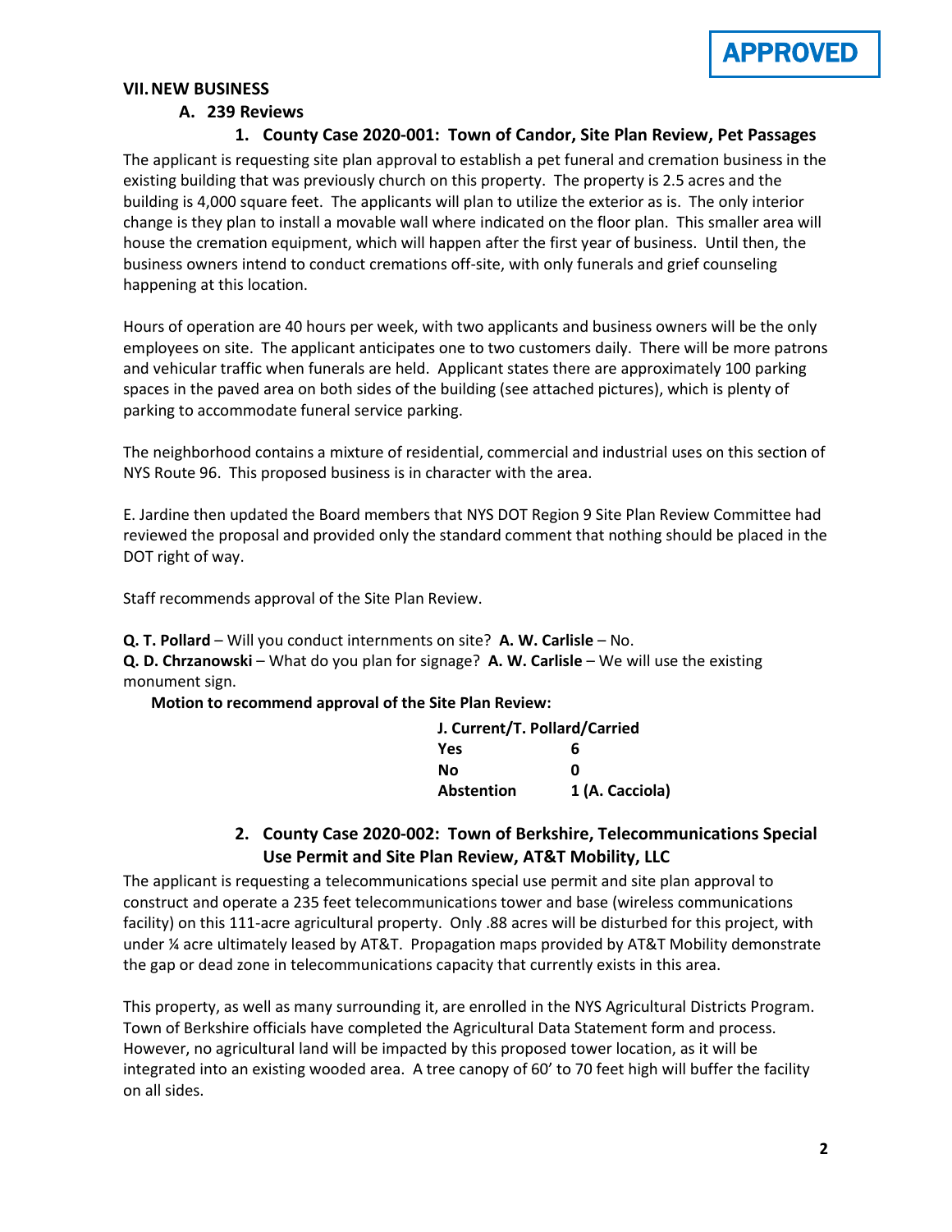**APPROVED**

## VII. NEW BUSINESS

### A. 239 Reviews

#### 1. County Case 2020-001: Town of Candor, Site Plan Review, Pet Passages

The applicant is requesting site plan approval to establish a pet funeral and cremation business in the existing building that was previously church on this property. The property is 2.5 acres and the building is 4,000 square feet. The applicants will plan to utilize the exterior as is. The only interior change is they plan to install a movable wall where indicated on the floor plan. This smaller area will house the cremation equipment, which will happen after the first year of business. Until then, the business owners intend to conduct cremations off-site, with only funerals and grief counseling happening at this location.

Hours of operation are 40 hours per week, with two applicants and business owners will be the only employees on site. The applicant anticipates one to two customers daily. There will be more patrons and vehicular traffic when funerals are held. Applicant states there are approximately 100 parking spaces in the paved area on both sides of the building (see attached pictures), which is plenty of parking to accommodate funeral service parking.

The neighborhood contains a mixture of residential, commercial and industrial uses on this section of NYS Route 96. This proposed business is in character with the area.

E. Jardine then updated the Board members that NYS DOT Region 9 Site Plan Review Committee had reviewed the proposal and provided only the standard comment that nothing should be placed in the DOT right of way.

Staff recommends approval of the Site Plan Review.

**Q. T. Pollard** – Will you conduct internments on site? **A. W. Carlisle** – No.
**Q. D. Chrzanowski** – What do you plan for signage? **A. W. Carlisle** – We will use the existing monument sign.

**Motion to recommend approval of the Site Plan Review:**

| J. Current/T. Pollard/Carried | |
|---|---|
| Yes | 6 |
| No | 0 |
| Abstention | 1 (A. Cacciola) |

#### 2. County Case 2020-002: Town of Berkshire, Telecommunications Special Use Permit and Site Plan Review, AT&T Mobility, LLC

The applicant is requesting a telecommunications special use permit and site plan approval to construct and operate a 235 feet telecommunications tower and base (wireless communications facility) on this 111-acre agricultural property. Only .88 acres will be disturbed for this project, with under ¼ acre ultimately leased by AT&T. Propagation maps provided by AT&T Mobility demonstrate the gap or dead zone in telecommunications capacity that currently exists in this area.

This property, as well as many surrounding it, are enrolled in the NYS Agricultural Districts Program. Town of Berkshire officials have completed the Agricultural Data Statement form and process. However, no agricultural land will be impacted by this proposed tower location, as it will be integrated into an existing wooded area. A tree canopy of 60' to 70 feet high will buffer the facility on all sides.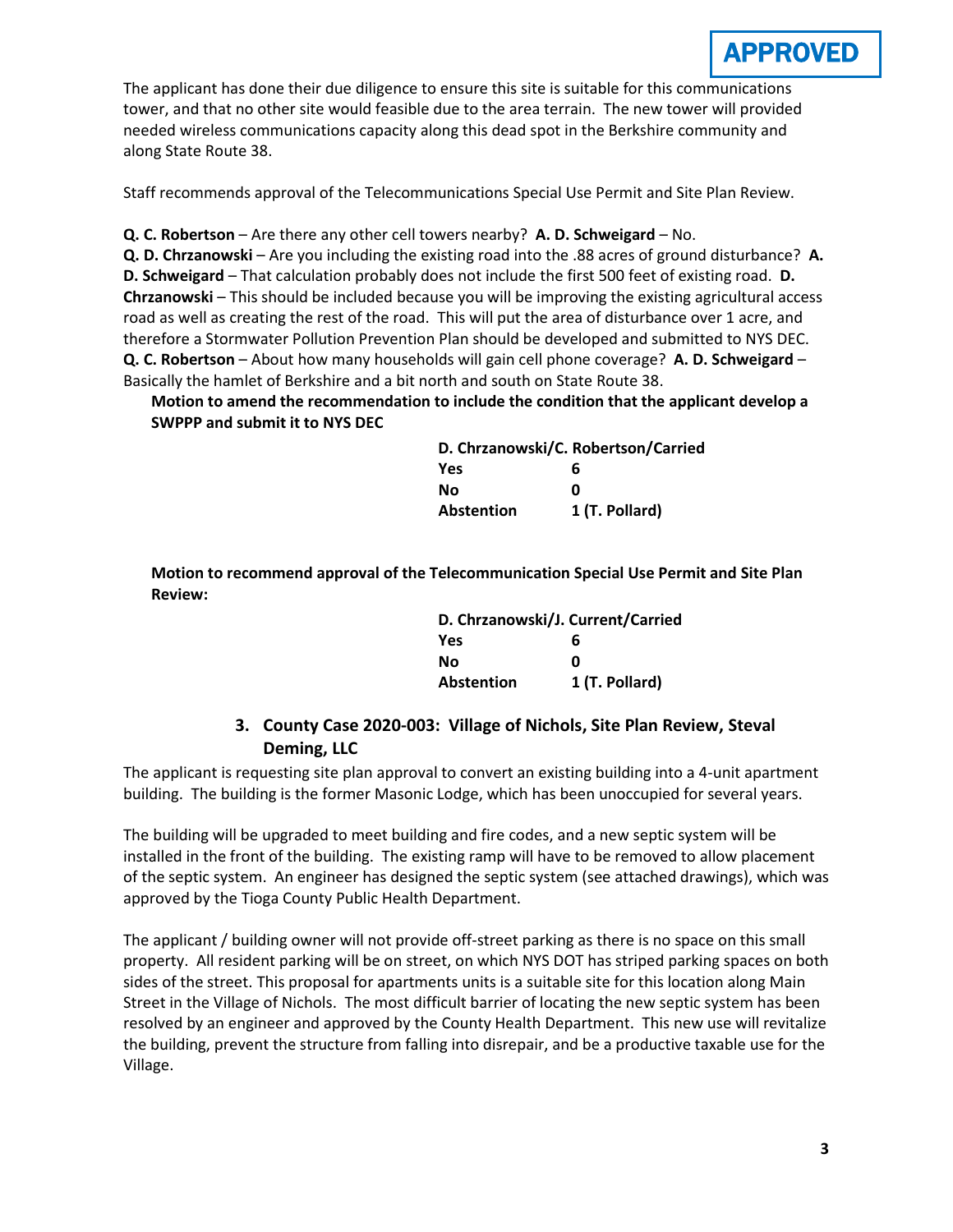**APPROVED**

The applicant has done their due diligence to ensure this site is suitable for this communications tower, and that no other site would feasible due to the area terrain. The new tower will provided needed wireless communications capacity along this dead spot in the Berkshire community and along State Route 38.

Staff recommends approval of the Telecommunications Special Use Permit and Site Plan Review.

**Q. C. Robertson** – Are there any other cell towers nearby? **A. D. Schweigard** – No.

**Q. D. Chrzanowski** – Are you including the existing road into the .88 acres of ground disturbance? **A. D. Schweigard** – That calculation probably does not include the first 500 feet of existing road. **D. Chrzanowski** – This should be included because you will be improving the existing agricultural access road as well as creating the rest of the road. This will put the area of disturbance over 1 acre, and therefore a Stormwater Pollution Prevention Plan should be developed and submitted to NYS DEC.

**Q. C. Robertson** – About how many households will gain cell phone coverage? **A. D. Schweigard** – Basically the hamlet of Berkshire and a bit north and south on State Route 38.

**Motion to amend the recommendation to include the condition that the applicant develop a SWPPP and submit it to NYS DEC**

| D. Chrzanowski/C. Robertson/Carried | |
|---|---|
| **Yes** | **6** |
| **No** | **0** |
| **Abstention** | **1 (T. Pollard)** |

**Motion to recommend approval of the Telecommunication Special Use Permit and Site Plan Review:**

| D. Chrzanowski/J. Current/Carried | |
|---|---|
| **Yes** | **6** |
| **No** | **0** |
| **Abstention** | **1 (T. Pollard)** |

### 3. County Case 2020-003: Village of Nichols, Site Plan Review, Steval Deming, LLC

The applicant is requesting site plan approval to convert an existing building into a 4-unit apartment building. The building is the former Masonic Lodge, which has been unoccupied for several years.

The building will be upgraded to meet building and fire codes, and a new septic system will be installed in the front of the building. The existing ramp will have to be removed to allow placement of the septic system. An engineer has designed the septic system (see attached drawings), which was approved by the Tioga County Public Health Department.

The applicant / building owner will not provide off-street parking as there is no space on this small property. All resident parking will be on street, on which NYS DOT has striped parking spaces on both sides of the street. This proposal for apartments units is a suitable site for this location along Main Street in the Village of Nichols. The most difficult barrier of locating the new septic system has been resolved by an engineer and approved by the County Health Department. This new use will revitalize the building, prevent the structure from falling into disrepair, and be a productive taxable use for the Village.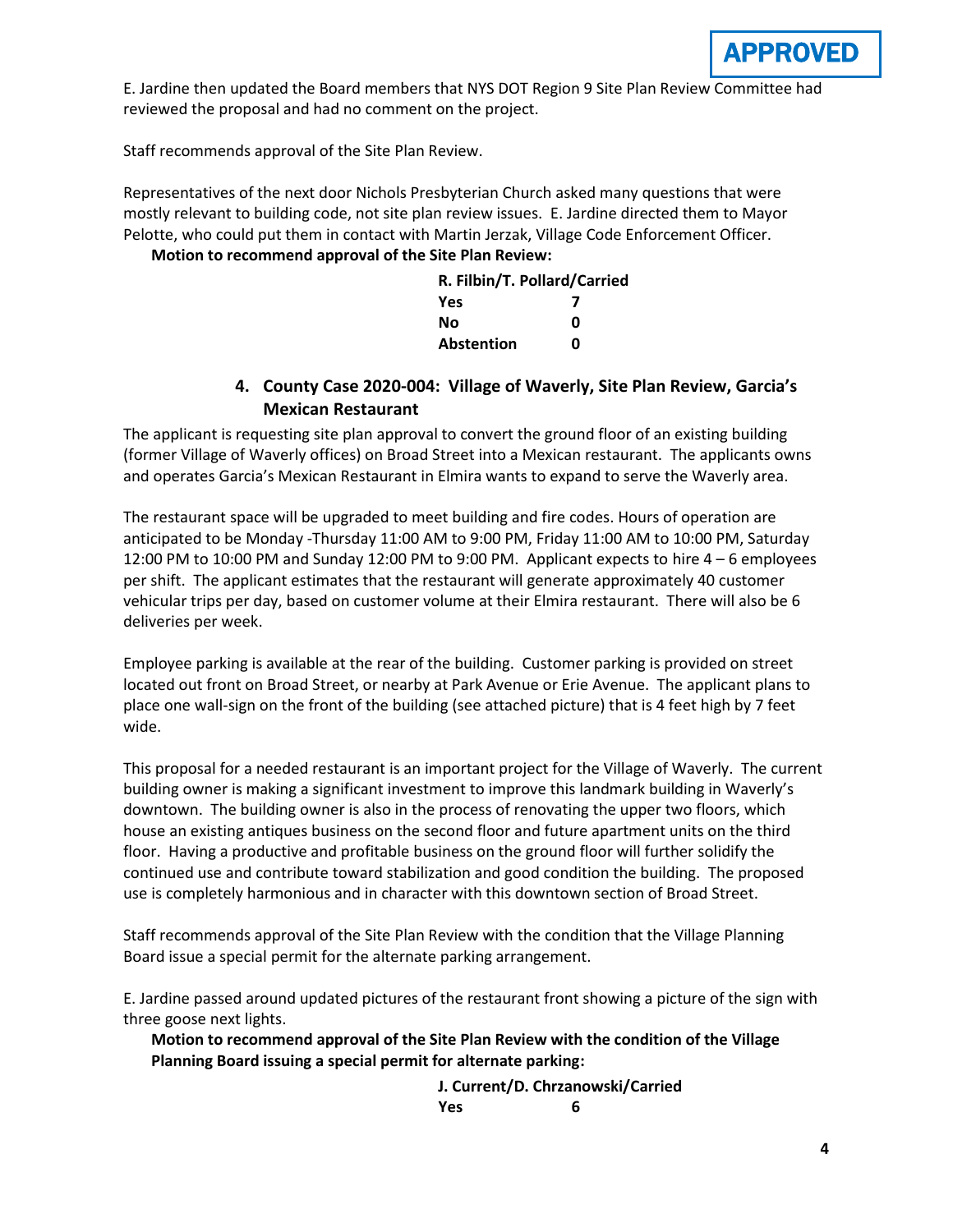**APPROVED**

E. Jardine then updated the Board members that NYS DOT Region 9 Site Plan Review Committee had reviewed the proposal and had no comment on the project.

Staff recommends approval of the Site Plan Review.

Representatives of the next door Nichols Presbyterian Church asked many questions that were mostly relevant to building code, not site plan review issues. E. Jardine directed them to Mayor Pelotte, who could put them in contact with Martin Jerzak, Village Code Enforcement Officer.

**Motion to recommend approval of the Site Plan Review:**

| **R. Filbin/T. Pollard/Carried** | |
|---|---|
| **Yes** | **7** |
| **No** | **0** |
| **Abstention** | **0** |

### 4. County Case 2020-004: Village of Waverly, Site Plan Review, Garcia's Mexican Restaurant

The applicant is requesting site plan approval to convert the ground floor of an existing building (former Village of Waverly offices) on Broad Street into a Mexican restaurant. The applicants owns and operates Garcia's Mexican Restaurant in Elmira wants to expand to serve the Waverly area.

The restaurant space will be upgraded to meet building and fire codes. Hours of operation are anticipated to be Monday -Thursday 11:00 AM to 9:00 PM, Friday 11:00 AM to 10:00 PM, Saturday 12:00 PM to 10:00 PM and Sunday 12:00 PM to 9:00 PM. Applicant expects to hire 4 – 6 employees per shift. The applicant estimates that the restaurant will generate approximately 40 customer vehicular trips per day, based on customer volume at their Elmira restaurant. There will also be 6 deliveries per week.

Employee parking is available at the rear of the building. Customer parking is provided on street located out front on Broad Street, or nearby at Park Avenue or Erie Avenue. The applicant plans to place one wall-sign on the front of the building (see attached picture) that is 4 feet high by 7 feet wide.

This proposal for a needed restaurant is an important project for the Village of Waverly. The current building owner is making a significant investment to improve this landmark building in Waverly's downtown. The building owner is also in the process of renovating the upper two floors, which house an existing antiques business on the second floor and future apartment units on the third floor. Having a productive and profitable business on the ground floor will further solidify the continued use and contribute toward stabilization and good condition the building. The proposed use is completely harmonious and in character with this downtown section of Broad Street.

Staff recommends approval of the Site Plan Review with the condition that the Village Planning Board issue a special permit for the alternate parking arrangement.

E. Jardine passed around updated pictures of the restaurant front showing a picture of the sign with three goose next lights.

**Motion to recommend approval of the Site Plan Review with the condition of the Village Planning Board issuing a special permit for alternate parking:**

| **J. Current/D. Chrzanowski/Carried** | |
|---|---|
| **Yes** | **6** |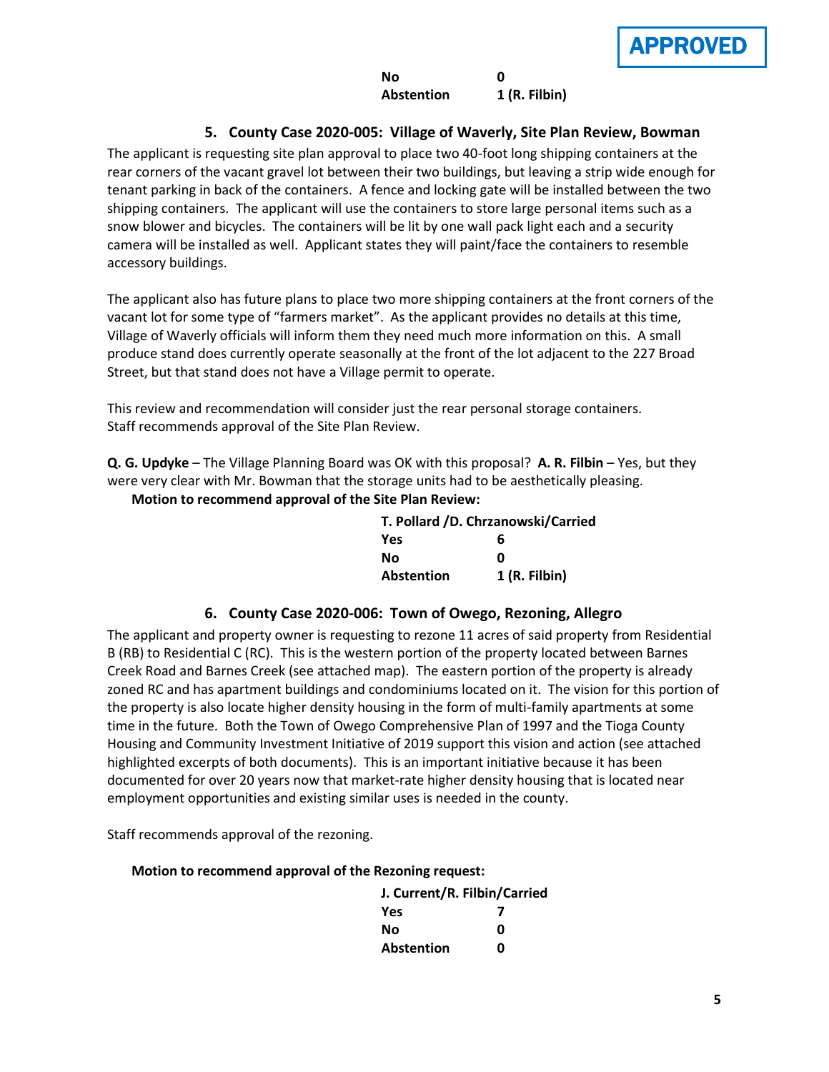APPROVED

| | |
|---|---|
| **No** | **0** |
| **Abstention** | **1 (R. Filbin)** |

### 5. County Case 2020-005: Village of Waverly, Site Plan Review, Bowman

The applicant is requesting site plan approval to place two 40-foot long shipping containers at the rear corners of the vacant gravel lot between their two buildings, but leaving a strip wide enough for tenant parking in back of the containers. A fence and locking gate will be installed between the two shipping containers. The applicant will use the containers to store large personal items such as a snow blower and bicycles. The containers will be lit by one wall pack light each and a security camera will be installed as well. Applicant states they will paint/face the containers to resemble accessory buildings.

The applicant also has future plans to place two more shipping containers at the front corners of the vacant lot for some type of "farmers market". As the applicant provides no details at this time, Village of Waverly officials will inform them they need much more information on this. A small produce stand does currently operate seasonally at the front of the lot adjacent to the 227 Broad Street, but that stand does not have a Village permit to operate.

This review and recommendation will consider just the rear personal storage containers. Staff recommends approval of the Site Plan Review.

**Q. G. Updyke** – The Village Planning Board was OK with this proposal? **A. R. Filbin** – Yes, but they were very clear with Mr. Bowman that the storage units had to be aesthetically pleasing.

**Motion to recommend approval of the Site Plan Review:**

| **T. Pollard /D. Chrzanowski/Carried** | |
|---|---|
| **Yes** | **6** |
| **No** | **0** |
| **Abstention** | **1 (R. Filbin)** |

### 6. County Case 2020-006: Town of Owego, Rezoning, Allegro

The applicant and property owner is requesting to rezone 11 acres of said property from Residential B (RB) to Residential C (RC). This is the western portion of the property located between Barnes Creek Road and Barnes Creek (see attached map). The eastern portion of the property is already zoned RC and has apartment buildings and condominiums located on it. The vision for this portion of the property is also locate higher density housing in the form of multi-family apartments at some time in the future. Both the Town of Owego Comprehensive Plan of 1997 and the Tioga County Housing and Community Investment Initiative of 2019 support this vision and action (see attached highlighted excerpts of both documents). This is an important initiative because it has been documented for over 20 years now that market-rate higher density housing that is located near employment opportunities and existing similar uses is needed in the county.

Staff recommends approval of the rezoning.

**Motion to recommend approval of the Rezoning request:**

| **J. Current/R. Filbin/Carried** | |
|---|---|
| **Yes** | **7** |
| **No** | **0** |
| **Abstention** | **0** |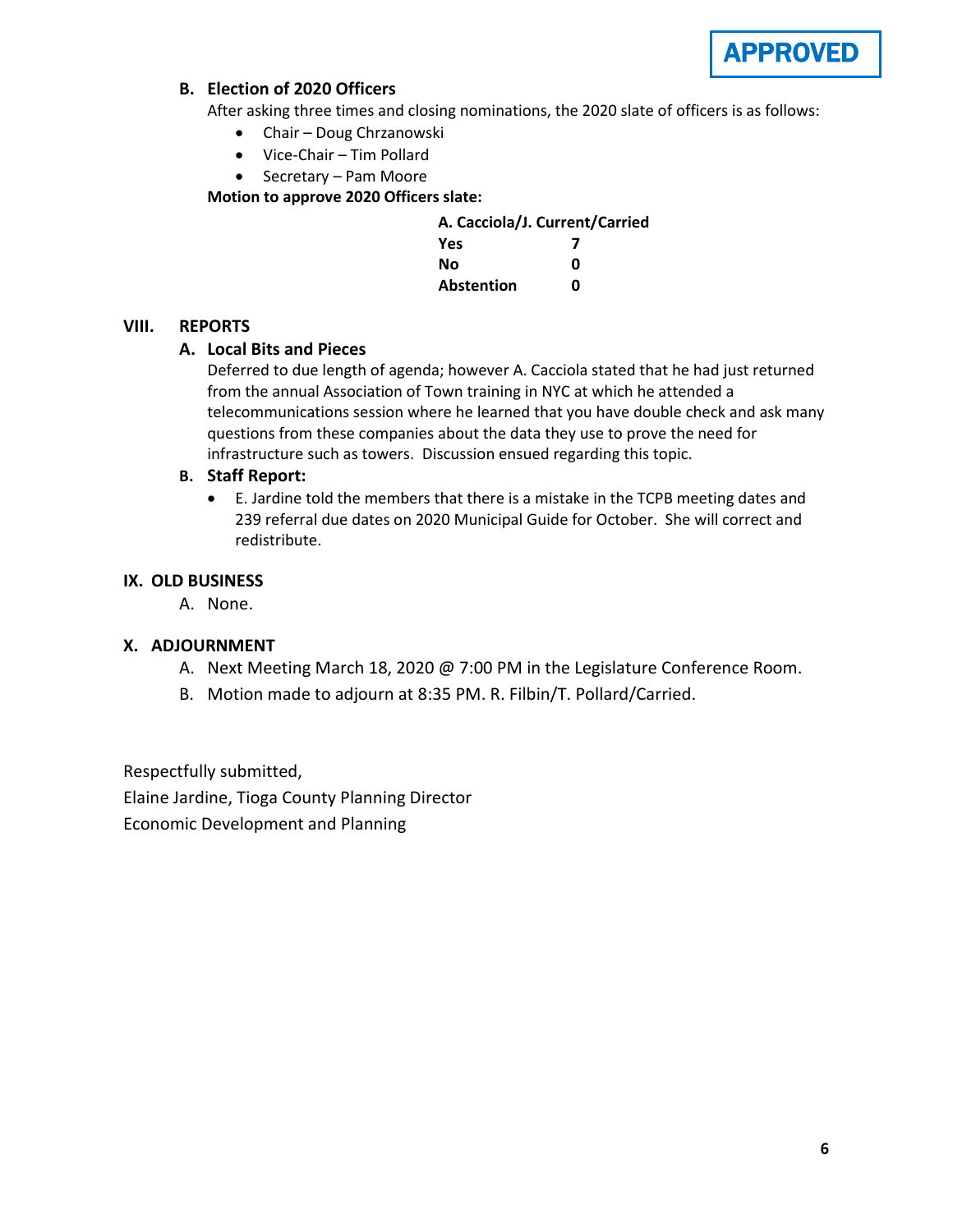APPROVED

**B. Election of 2020 Officers**

After asking three times and closing nominations, the 2020 slate of officers is as follows:

- Chair – Doug Chrzanowski
- Vice-Chair – Tim Pollard
- Secretary – Pam Moore

**Motion to approve 2020 Officers slate:**

| **A. Cacciola/J. Current/Carried** | |
|---|---|
| **Yes** | **7** |
| **No** | **0** |
| **Abstention** | **0** |

## VIII. REPORTS

**A. Local Bits and Pieces**

Deferred to due length of agenda; however A. Cacciola stated that he had just returned from the annual Association of Town training in NYC at which he attended a telecommunications session where he learned that you have double check and ask many questions from these companies about the data they use to prove the need for infrastructure such as towers. Discussion ensued regarding this topic.

**B. Staff Report:**

- E. Jardine told the members that there is a mistake in the TCPB meeting dates and 239 referral due dates on 2020 Municipal Guide for October. She will correct and redistribute.

## IX. OLD BUSINESS

A. None.

## X. ADJOURNMENT

A. Next Meeting March 18, 2020 @ 7:00 PM in the Legislature Conference Room.

B. Motion made to adjourn at 8:35 PM. R. Filbin/T. Pollard/Carried.

Respectfully submitted,

Elaine Jardine, Tioga County Planning Director

Economic Development and Planning